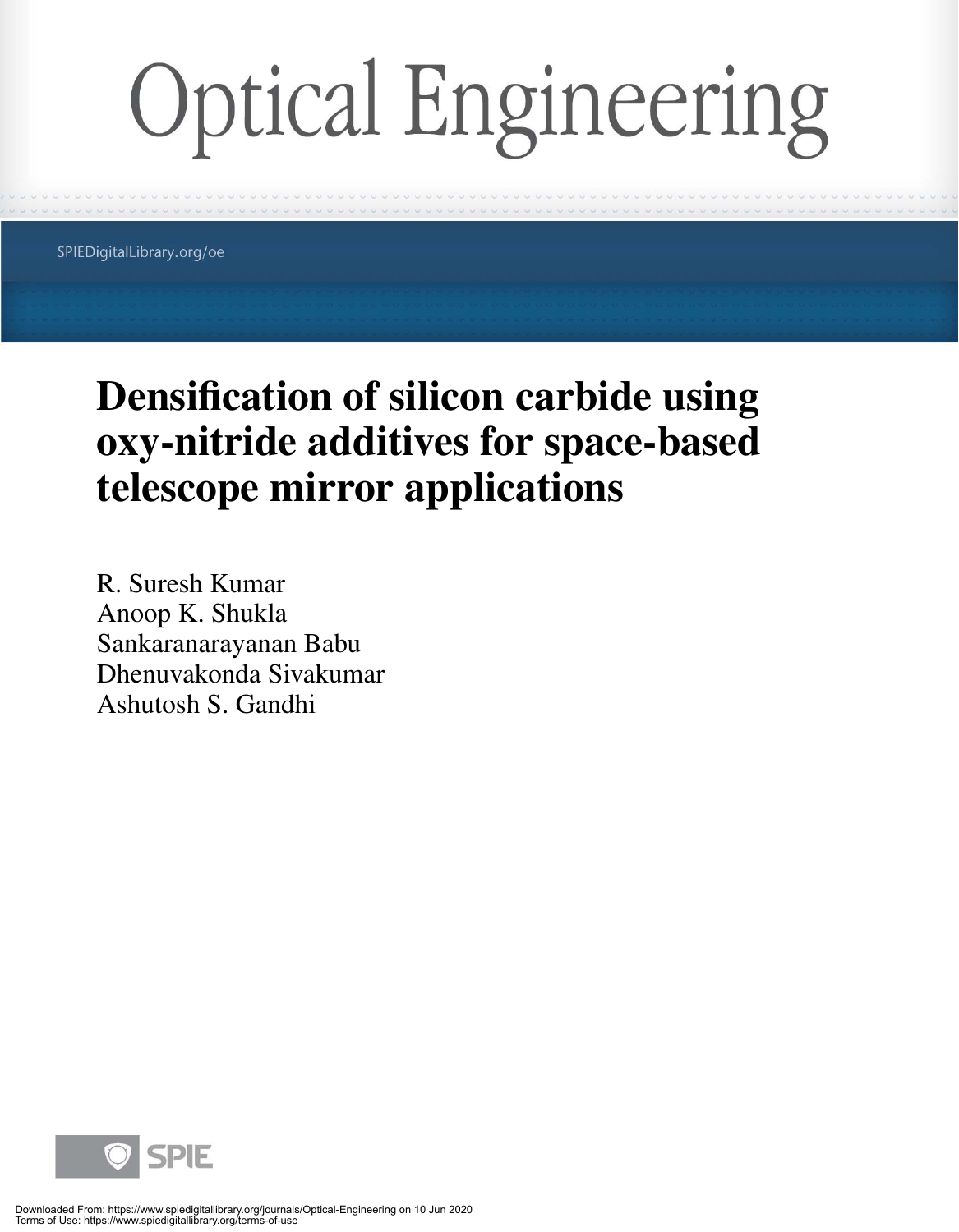# Optical Engineering

SPIEDigitalLibrary.org/oe

# Densification of silicon carbide using oxy-nitride additives for space-based telescope mirror applications

R. Suresh Kumar
Anoop K. Shukla
Sankaranarayanan Babu
Dhenuvakonda Sivakumar
Ashutosh S. Gandhi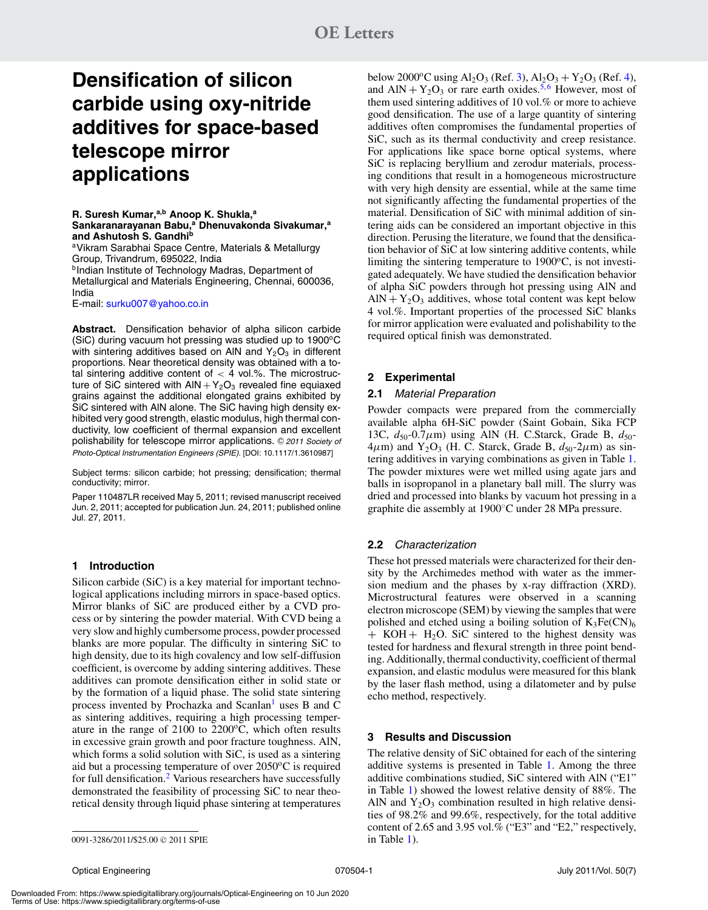# Densification of silicon carbide using oxy-nitride additives for space-based telescope mirror applications

**R. Suresh Kumar,[a,b] Anoop K. Shukla,[a] Sankaranarayanan Babu,[a] Dhenuvakonda Sivakumar,[a] and Ashutosh S. Gandhi[b]**

[a]Vikram Sarabhai Space Centre, Materials & Metallurgy Group, Trivandrum, 695022, India
[b]Indian Institute of Technology Madras, Department of Metallurgical and Materials Engineering, Chennai, 600036, India
E-mail: surku007@yahoo.co.in

**Abstract.** Densification behavior of alpha silicon carbide (SiC) during vacuum hot pressing was studied up to 1900°C with sintering additives based on AlN and $Y_2O_3$ in different proportions. Near theoretical density was obtained with a total sintering additive content of < 4 vol.%. The microstructure of SiC sintered with AlN + $Y_2O_3$ revealed fine equiaxed grains against the additional elongated grains exhibited by SiC sintered with AlN alone. The SiC having high density exhibited very good strength, elastic modulus, high thermal conductivity, low coefficient of thermal expansion and excellent polishability for telescope mirror applications. © 2011 Society of Photo-Optical Instrumentation Engineers (SPIE). [DOI: 10.1117/1.3610987]

Subject terms: silicon carbide; hot pressing; densification; thermal conductivity; mirror.

Paper 110487LR received May 5, 2011; revised manuscript received Jun. 2, 2011; accepted for publication Jun. 24, 2011; published online Jul. 27, 2011.

## 1 Introduction

Silicon carbide (SiC) is a key material for important technological applications including mirrors in space-based optics. Mirror blanks of SiC are produced either by a CVD process or by sintering the powder material. With CVD being a very slow and highly cumbersome process, powder processed blanks are more popular. The difficulty in sintering SiC to high density, due to its high covalency and low self-diffusion coefficient, is overcome by adding sintering additives. These additives can promote densification either in solid state or by the formation of a liquid phase. The solid state sintering process invented by Prochazka and Scanlan[1] uses B and C as sintering additives, requiring a high processing temperature in the range of 2100 to 2200°C, which often results in excessive grain growth and poor fracture toughness. AlN, which forms a solid solution with SiC, is used as a sintering aid but a processing temperature of over 2050°C is required for full densification.[2] Various researchers have successfully demonstrated the feasibility of processing SiC to near theoretical density through liquid phase sintering at temperatures below 2000°C using $Al_2O_3$ (Ref. 3), $Al_2O_3 + Y_2O_3$ (Ref. 4), and AlN + $Y_2O_3$ or rare earth oxides.[5,6] However, most of them used sintering additives of 10 vol.% or more to achieve good densification. The use of a large quantity of sintering additives often compromises the fundamental properties of SiC, such as its thermal conductivity and creep resistance. For applications like space borne optical systems, where SiC is replacing beryllium and zerodur materials, processing conditions that result in a homogeneous microstructure with very high density are essential, while at the same time not significantly affecting the fundamental properties of the material. Densification of SiC with minimal addition of sintering aids can be considered an important objective in this direction. Perusing the literature, we found that the densification behavior of SiC at low sintering additive contents, while limiting the sintering temperature to 1900°C, is not investigated adequately. We have studied the densification behavior of alpha SiC powders through hot pressing using AlN and AlN + $Y_2O_3$ additives, whose total content was kept below 4 vol.%. Important properties of the processed SiC blanks for mirror application were evaluated and polishability to the required optical finish was demonstrated.

## 2 Experimental

### 2.1 *Material Preparation*

Powder compacts were prepared from the commercially available alpha 6H-SiC powder (Saint Gobain, Sika FCP 13C, $d_{50}$-0.7$\mu$m) using AlN (H. C.Starck, Grade B, $d_{50}$-4$\mu$m) and $Y_2O_3$ (H. C. Starck, Grade B, $d_{50}$-2$\mu$m) as sintering additives in varying combinations as given in Table 1. The powder mixtures were wet milled using agate jars and balls in isopropanol in a planetary ball mill. The slurry was dried and processed into blanks by vacuum hot pressing in a graphite die assembly at 1900°C under 28 MPa pressure.

### 2.2 *Characterization*

These hot pressed materials were characterized for their density by the Archimedes method with water as the immersion medium and the phases by x-ray diffraction (XRD). Microstructural features were observed in a scanning electron microscope (SEM) by viewing the samples that were polished and etched using a boiling solution of $K_3Fe(CN)_6$ + KOH + $H_2O$. SiC sintered to the highest density was tested for hardness and flexural strength in three point bending. Additionally, thermal conductivity, coefficient of thermal expansion, and elastic modulus were measured for this blank by the laser flash method, using a dilatometer and by pulse echo method, respectively.

## 3 Results and Discussion

The relative density of SiC obtained for each of the sintering additive systems is presented in Table 1. Among the three additive combinations studied, SiC sintered with AlN ("E1" in Table 1) showed the lowest relative density of 88%. The AlN and $Y_2O_3$ combination resulted in high relative densities of 98.2% and 99.6%, respectively, for the total additive content of 2.65 and 3.95 vol.% ("E3" and "E2," respectively, in Table 1).

0091-3286/2011/$25.00 © 2011 SPIE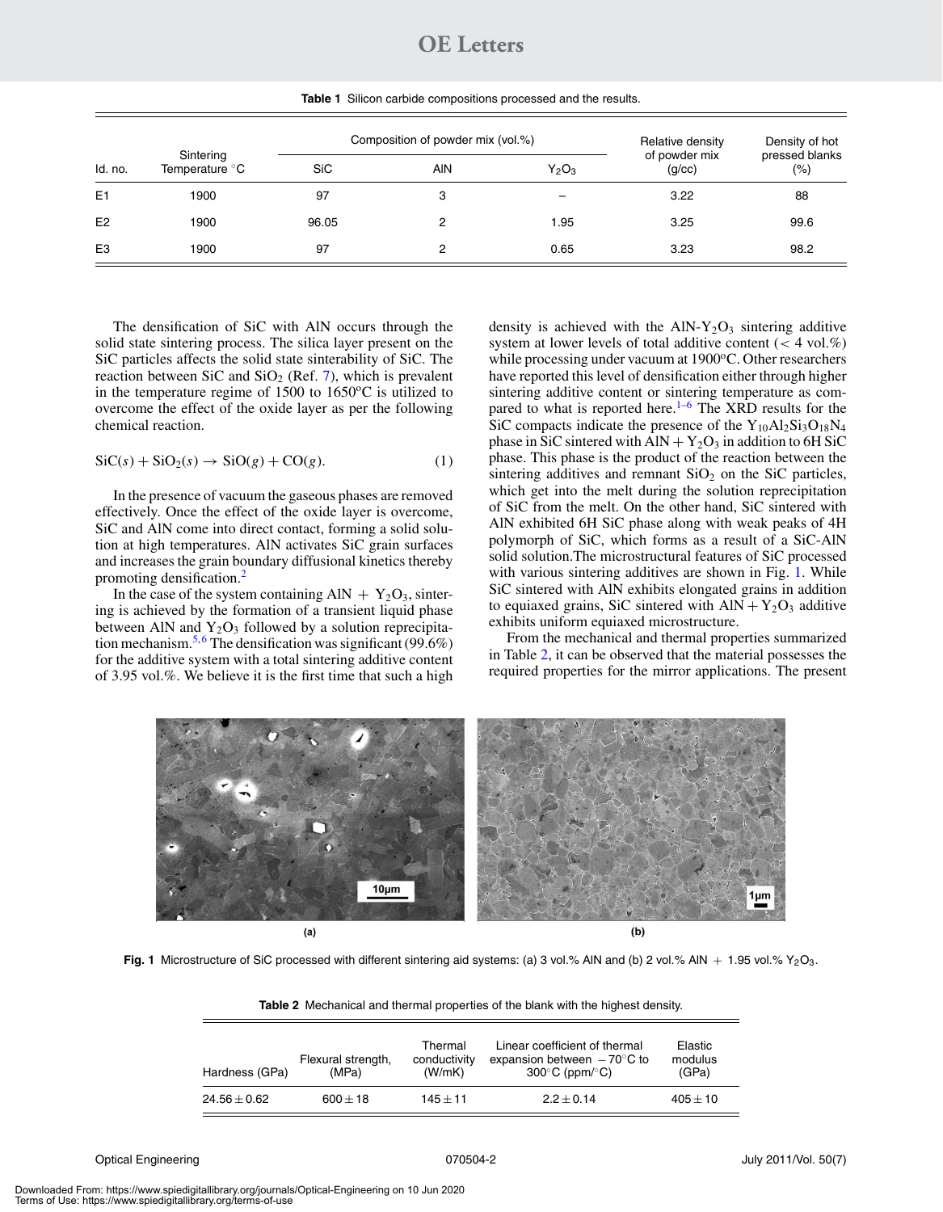**Table 1** Silicon carbide compositions processed and the results.

| Id. no. | Sintering Temperature °C | Composition of powder mix (vol.%) | | | Relative density of powder mix (g/cc) | Density of hot pressed blanks (%) |
|---|---|---|---|---|---|---|
| | | SiC | AlN | $Y_2O_3$ | | |
| E1 | 1900 | 97 | 3 | – | 3.22 | 88 |
| E2 | 1900 | 96.05 | 2 | 1.95 | 3.25 | 99.6 |
| E3 | 1900 | 97 | 2 | 0.65 | 3.23 | 98.2 |

The densification of SiC with AlN occurs through the solid state sintering process. The silica layer present on the SiC particles affects the solid state sinterability of SiC. The reaction between SiC and $SiO_2$ (Ref. 7), which is prevalent in the temperature regime of 1500 to 1650°C is utilized to overcome the effect of the oxide layer as per the following chemical reaction.

$$SiC(s) + SiO_2(s) \rightarrow SiO(g) + CO(g). \quad (1)$$

In the presence of vacuum the gaseous phases are removed effectively. Once the effect of the oxide layer is overcome, SiC and AlN come into direct contact, forming a solid solution at high temperatures. AlN activates SiC grain surfaces and increases the grain boundary diffusional kinetics thereby promoting densification.[2]

In the case of the system containing AlN + $Y_2O_3$, sintering is achieved by the formation of a transient liquid phase between AlN and $Y_2O_3$ followed by a solution reprecipitation mechanism.[5,6] The densification was significant (99.6%) for the additive system with a total sintering additive content of 3.95 vol.%. We believe it is the first time that such a high density is achieved with the AlN-$Y_2O_3$ sintering additive system at lower levels of total additive content (< 4 vol.%) while processing under vacuum at 1900°C. Other researchers have reported this level of densification either through higher sintering additive content or sintering temperature as compared to what is reported here.[1–6] The XRD results for the SiC compacts indicate the presence of the $Y_{10}Al_2Si_3O_{18}N_4$ phase in SiC sintered with AlN + $Y_2O_3$ in addition to 6H SiC phase. This phase is the product of the reaction between the sintering additives and remnant $SiO_2$ on the SiC particles, which get into the melt during the solution reprecipitation of SiC from the melt. On the other hand, SiC sintered with AlN exhibited 6H SiC phase along with weak peaks of 4H polymorph of SiC, which forms as a result of a SiC-AlN solid solution.The microstructural features of SiC processed with various sintering additives are shown in Fig. 1. While SiC sintered with AlN exhibits elongated grains in addition to equiaxed grains, SiC sintered with AlN + $Y_2O_3$ additive exhibits uniform equiaxed microstructure.

From the mechanical and thermal properties summarized in Table 2, it can be observed that the material possesses the required properties for the mirror applications. The present

**Fig. 1** Microstructure of SiC processed with different sintering aid systems: (a) 3 vol.% AlN and (b) 2 vol.% AlN + 1.95 vol.% $Y_2O_3$.

**Table 2** Mechanical and thermal properties of the blank with the highest density.

| Hardness (GPa) | Flexural strength, (MPa) | Thermal conductivity (W/mK) | Linear coefficient of thermal expansion between −70°C to 300°C (ppm/°C) | Elastic modulus (GPa) |
|---|---|---|---|---|
| $24.56 \pm 0.62$ | $600 \pm 18$ | $145 \pm 11$ | $2.2 \pm 0.14$ | $405 \pm 10$ |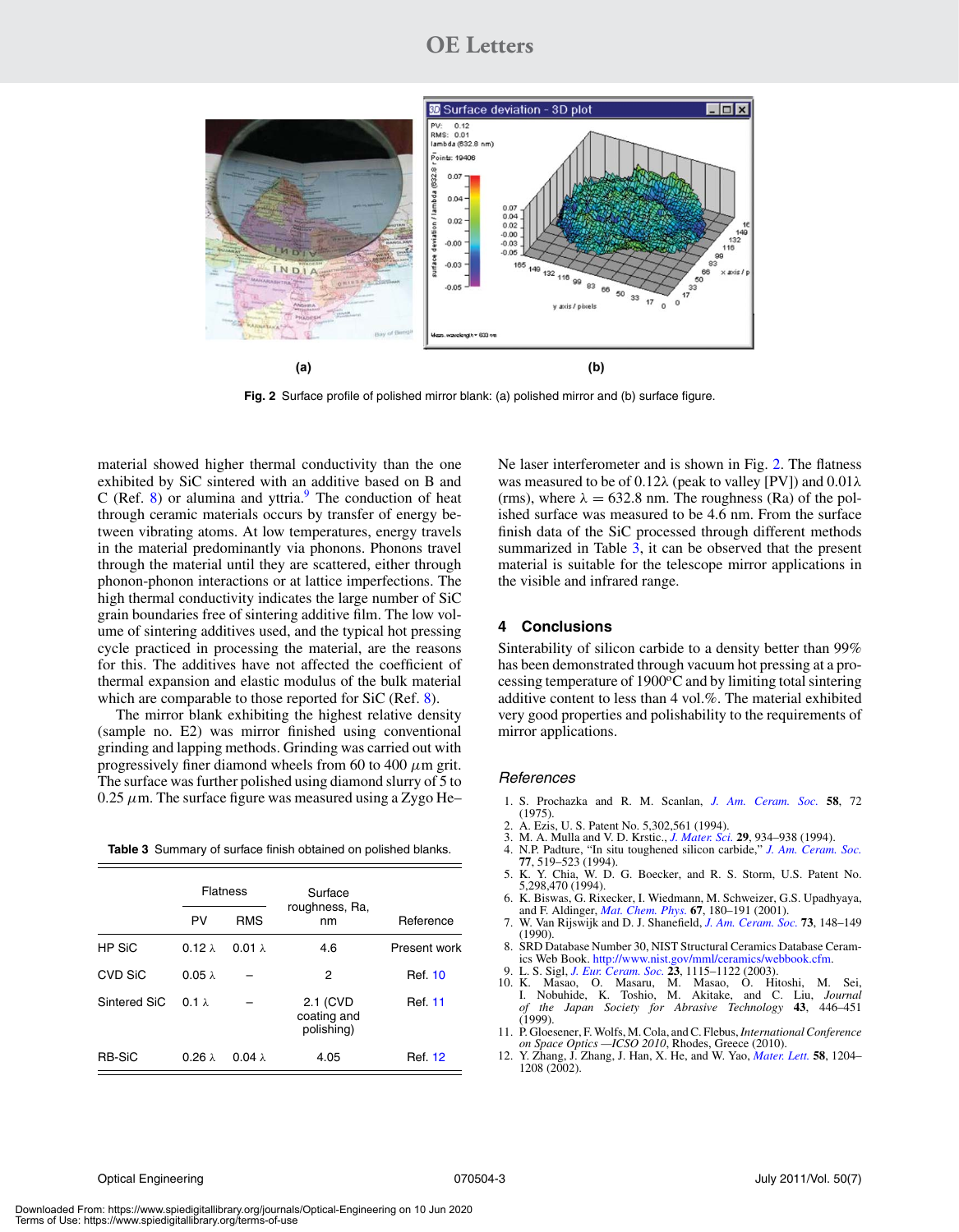Fig. 2 Surface profile of polished mirror blank: (a) polished mirror and (b) surface figure.

material showed higher thermal conductivity than the one exhibited by SiC sintered with an additive based on B and C (Ref. 8) or alumina and yttria.[9] The conduction of heat through ceramic materials occurs by transfer of energy between vibrating atoms. At low temperatures, energy travels in the material predominantly via phonons. Phonons travel through the material until they are scattered, either through phonon-phonon interactions or at lattice imperfections. The high thermal conductivity indicates the large number of SiC grain boundaries free of sintering additive film. The low volume of sintering additives used, and the typical hot pressing cycle practiced in processing the material, are the reasons for this. The additives have not affected the coefficient of thermal expansion and elastic modulus of the bulk material which are comparable to those reported for SiC (Ref. 8).

The mirror blank exhibiting the highest relative density (sample no. E2) was mirror finished using conventional grinding and lapping methods. Grinding was carried out with progressively finer diamond wheels from 60 to 400 $\mu$m grit. The surface was further polished using diamond slurry of 5 to 0.25 $\mu$m. The surface figure was measured using a Zygo He–Ne laser interferometer and is shown in Fig. 2. The flatness was measured to be of 0.12$\lambda$ (peak to valley [PV]) and 0.01$\lambda$ (rms), where $\lambda = 632.8$ nm. The roughness (Ra) of the polished surface was measured to be 4.6 nm. From the surface finish data of the SiC processed through different methods summarized in Table 3, it can be observed that the present material is suitable for the telescope mirror applications in the visible and infrared range.

**Table 3** Summary of surface finish obtained on polished blanks.

| | Flatness | | Surface roughness, Ra, nm | Reference |
|---|---|---|---|---|
| | PV | RMS | | |
| HP SiC | 0.12 $\lambda$ | 0.01 $\lambda$ | 4.6 | Present work |
| CVD SiC | 0.05 $\lambda$ | – | 2 | Ref. 10 |
| Sintered SiC | 0.1 $\lambda$ | – | 2.1 (CVD coating and polishing) | Ref. 11 |
| RB-SiC | 0.26 $\lambda$ | 0.04 $\lambda$ | 4.05 | Ref. 12 |

## 4 Conclusions

Sinterability of silicon carbide to a density better than 99% has been demonstrated through vacuum hot pressing at a processing temperature of 1900°C and by limiting total sintering additive content to less than 4 vol.%. The material exhibited very good properties and polishability to the requirements of mirror applications.

### References

1. S. Prochazka and R. M. Scanlan, *J. Am. Ceram. Soc.* **58**, 72 (1975).
2. A. Ezis, U. S. Patent No. 5,302,561 (1994).
3. M. A. Mulla and V. D. Krstic., *J. Mater. Sci.* **29**, 934–938 (1994).
4. N.P. Padture, "In situ toughened silicon carbide," *J. Am. Ceram. Soc.* **77**, 519–523 (1994).
5. K. Y. Chia, W. D. G. Boecker, and R. S. Storm, U.S. Patent No. 5,298,470 (1994).
6. K. Biswas, G. Rixecker, I. Wiedmann, M. Schweizer, G.S. Upadhyaya, and F. Aldinger, *Mat. Chem. Phys.* **67**, 180–191 (2001).
7. W. Van Rijswijk and D. J. Shanefield, *J. Am. Ceram. Soc.* **73**, 148–149 (1990).
8. SRD Database Number 30, NIST Structural Ceramics Database Ceramics Web Book. http://www.nist.gov/mml/ceramics/webbook.cfm.
9. L. S. Sigl, *J. Eur. Ceram. Soc.* **23**, 1115–1122 (2003).
10. K. Masao, O. Masaru, M. Masao, O. Hitoshi, M. Sei, I. Nobuhide, K. Toshio, M. Akitake, and C. Liu, *Journal of the Japan Society for Abrasive Technology* **43**, 446–451 (1999).
11. P. Gloesener, F. Wolfs, M. Cola, and C. Flebus, *International Conference on Space Optics —ICSO 2010*, Rhodes, Greece (2010).
12. Y. Zhang, J. Zhang, J. Han, X. He, and W. Yao, *Mater. Lett.* **58**, 1204–1208 (2002).